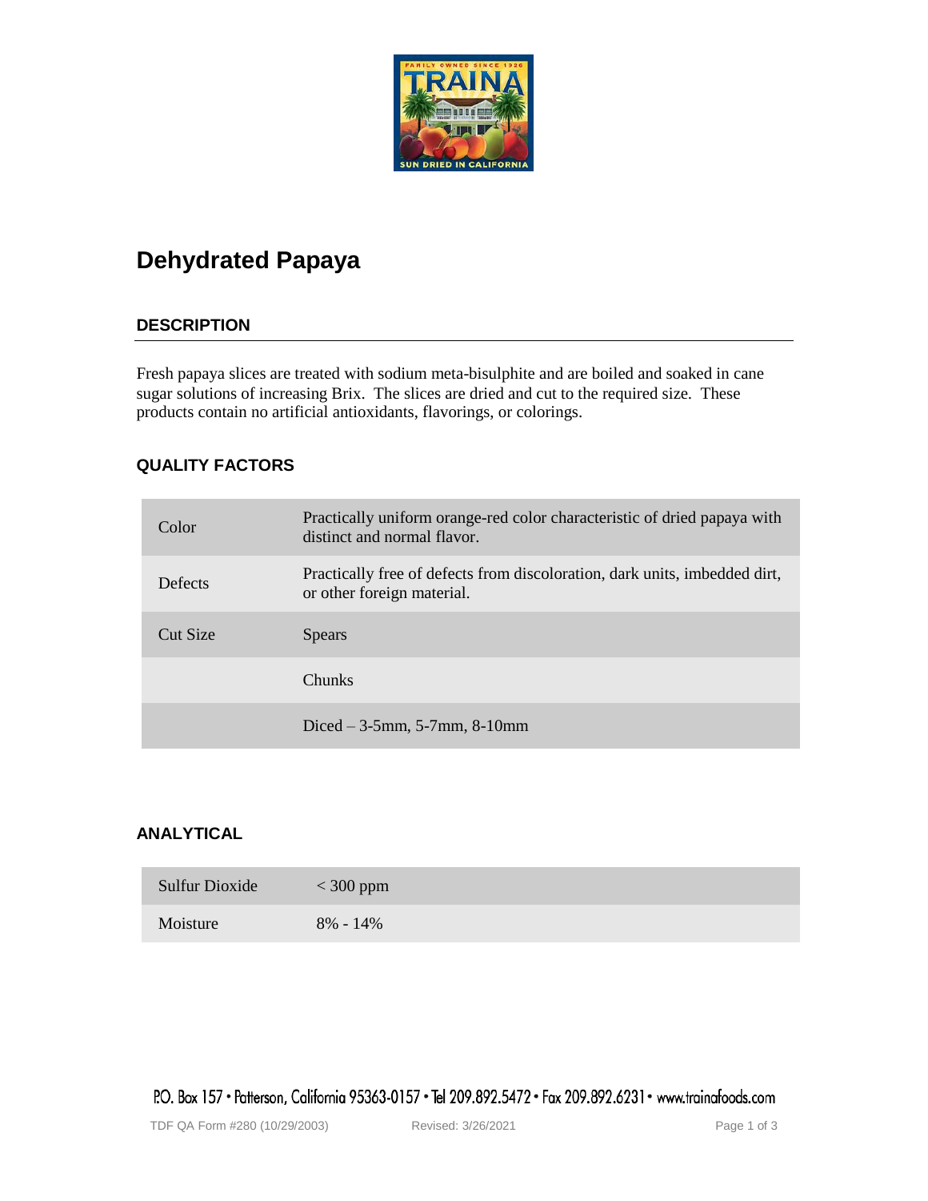# Dehydrated Papaya

## DESCRIPTION

Fresh papaya slices are treated with sodium meta-bisulphite and are boiled and soaked in cane sugar solutions of increasing Brix. The slices are dried and cut to the required size. These products contain no artificial antioxidants, flavorings, or colorings.

## QUALITY FACTORS

| | |
|---|---|
| Color | Practically uniform orange-red color characteristic of dried papaya with distinct and normal flavor. |
| Defects | Practically free of defects from discoloration, dark units, imbedded dirt, or other foreign material. |
| Cut Size | Spears |
| | Chunks |
| | Diced – 3-5mm, 5-7mm, 8-10mm |

## ANALYTICAL

| | |
|---|---|
| Sulfur Dioxide | < 300 ppm |
| Moisture | 8% - 14% |

P.O. Box 157 • Patterson, California 95363-0157 • Tel 209.892.5472 • Fax 209.892.6231 • www.trainafoods.com

TDF QA Form #280 (10/29/2003) Revised: 3/26/2021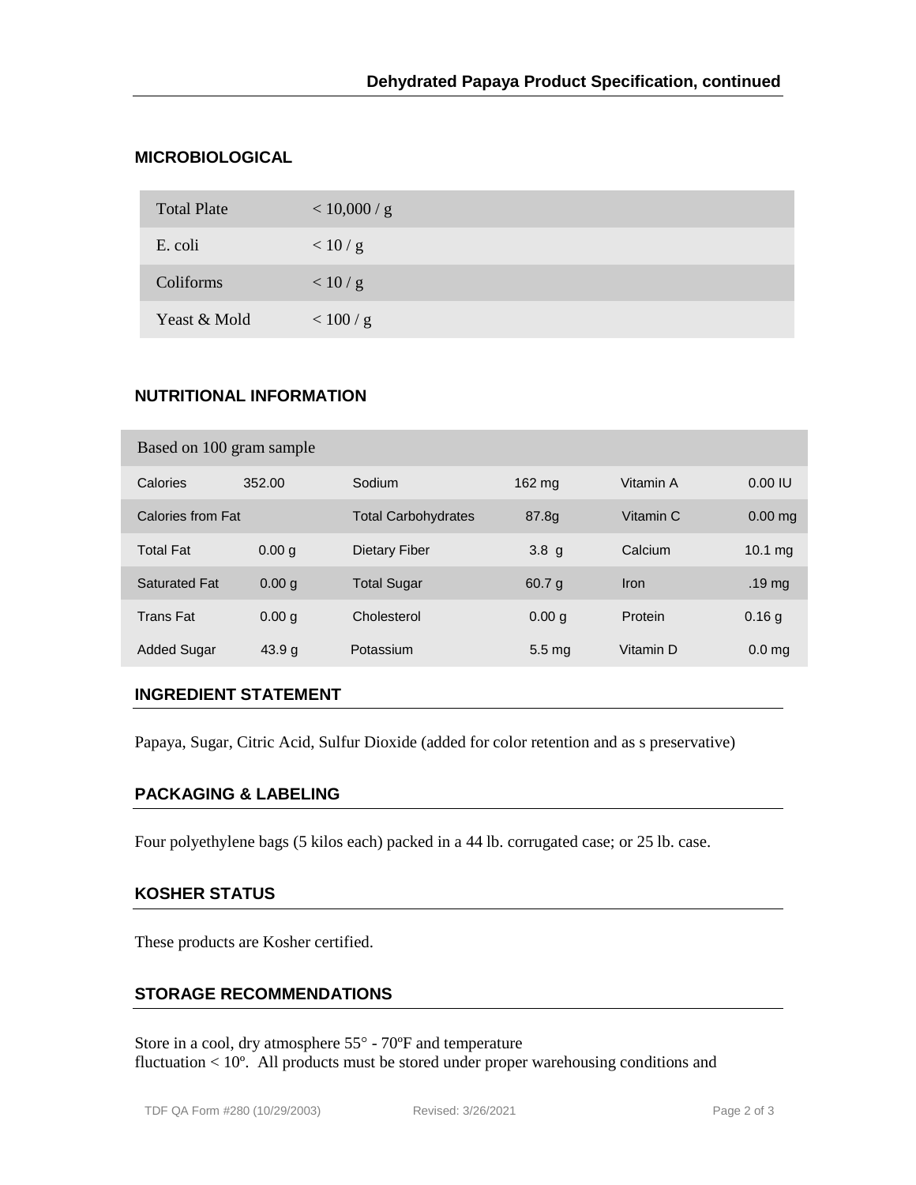## MICROBIOLOGICAL

| Total Plate | < 10,000 / g |
|---|---|
| E. coli | < 10 / g |
| Coliforms | < 10 / g |
| Yeast & Mold | < 100 / g |

## NUTRITIONAL INFORMATION

| Based on 100 gram sample | | | | | |
|---|---|---|---|---|---|
| Calories | 352.00 | Sodium | 162 mg | Vitamin A | 0.00 IU |
| Calories from Fat | | Total Carbohydrates | 87.8g | Vitamin C | 0.00 mg |
| Total Fat | 0.00 g | Dietary Fiber | 3.8 g | Calcium | 10.1 mg |
| Saturated Fat | 0.00 g | Total Sugar | 60.7 g | Iron | .19 mg |
| Trans Fat | 0.00 g | Cholesterol | 0.00 g | Protein | 0.16 g |
| Added Sugar | 43.9 g | Potassium | 5.5 mg | Vitamin D | 0.0 mg |

## INGREDIENT STATEMENT

Papaya, Sugar, Citric Acid, Sulfur Dioxide (added for color retention and as s preservative)

## PACKAGING & LABELING

Four polyethylene bags (5 kilos each) packed in a 44 lb. corrugated case; or 25 lb. case.

## KOSHER STATUS

These products are Kosher certified.

## STORAGE RECOMMENDATIONS

Store in a cool, dry atmosphere 55° - 70ºF and temperature fluctuation < 10º. All products must be stored under proper warehousing conditions and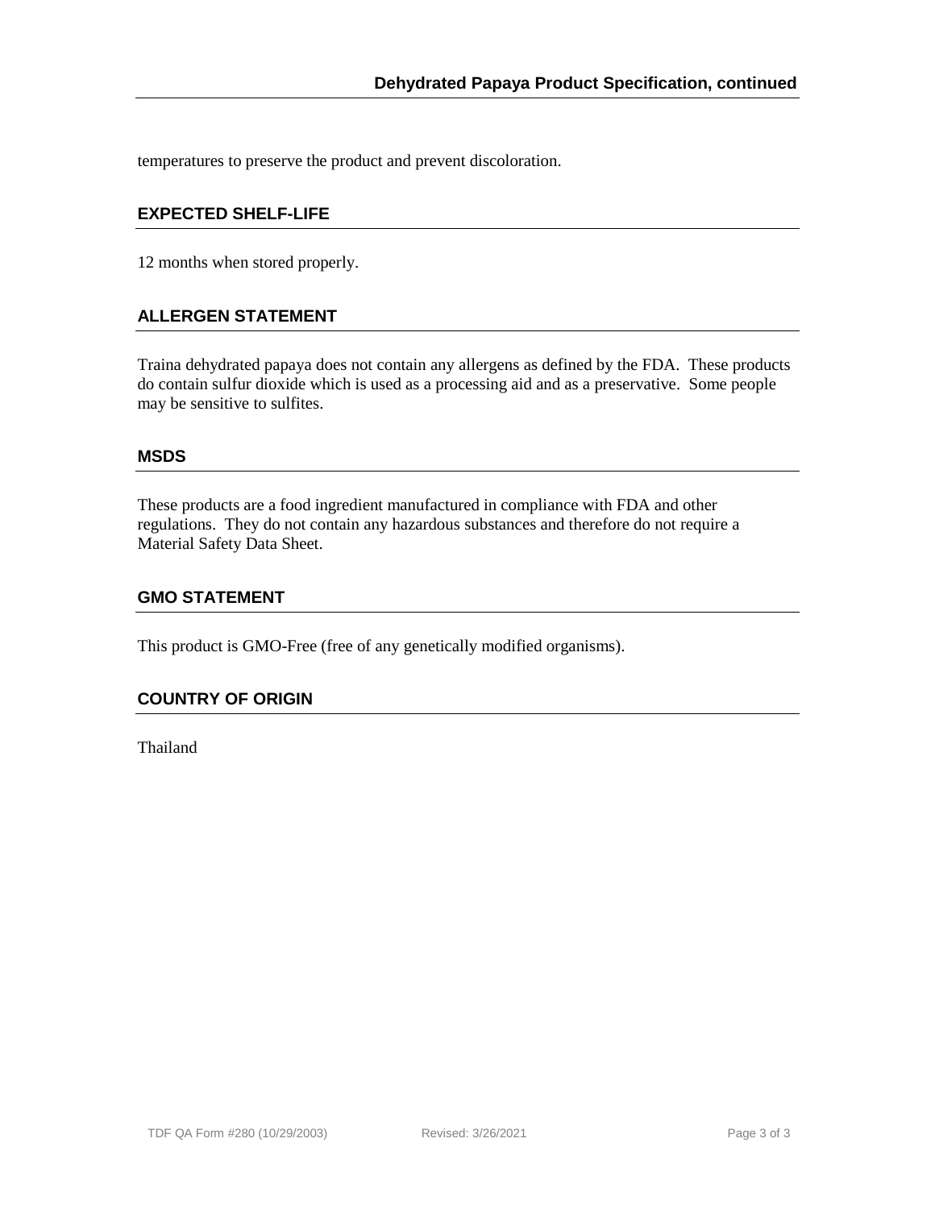temperatures to preserve the product and prevent discoloration.

## EXPECTED SHELF-LIFE

12 months when stored properly.

## ALLERGEN STATEMENT

Traina dehydrated papaya does not contain any allergens as defined by the FDA. These products do contain sulfur dioxide which is used as a processing aid and as a preservative. Some people may be sensitive to sulfites.

## MSDS

These products are a food ingredient manufactured in compliance with FDA and other regulations. They do not contain any hazardous substances and therefore do not require a Material Safety Data Sheet.

## GMO STATEMENT

This product is GMO-Free (free of any genetically modified organisms).

## COUNTRY OF ORIGIN

Thailand